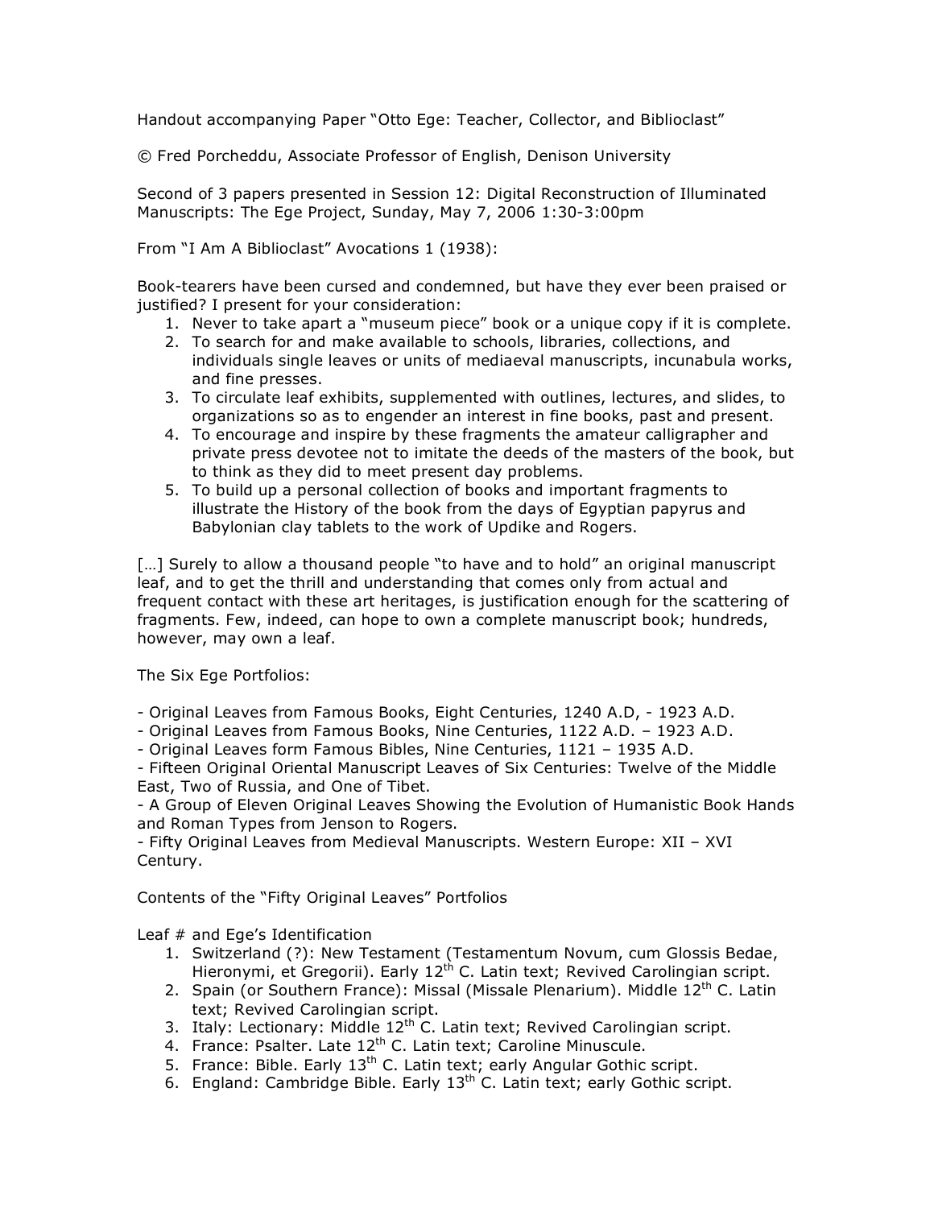Handout accompanying Paper "Otto Ege: Teacher, Collector, and Biblioclast"

© Fred Porcheddu, Associate Professor of English, Denison University

Second of 3 papers presented in Session 12: Digital Reconstruction of Illuminated Manuscripts: The Ege Project, Sunday, May 7, 2006 1:30-3:00pm

From "I Am A Biblioclast" Avocations 1 (1938):

Book-tearers have been cursed and condemned, but have they ever been praised or justified? I present for your consideration:

1. Never to take apart a "museum piece" book or a unique copy if it is complete.
2. To search for and make available to schools, libraries, collections, and individuals single leaves or units of mediaeval manuscripts, incunabula works, and fine presses.
3. To circulate leaf exhibits, supplemented with outlines, lectures, and slides, to organizations so as to engender an interest in fine books, past and present.
4. To encourage and inspire by these fragments the amateur calligrapher and private press devotee not to imitate the deeds of the masters of the book, but to think as they did to meet present day problems.
5. To build up a personal collection of books and important fragments to illustrate the History of the book from the days of Egyptian papyrus and Babylonian clay tablets to the work of Updike and Rogers.

[…] Surely to allow a thousand people "to have and to hold" an original manuscript leaf, and to get the thrill and understanding that comes only from actual and frequent contact with these art heritages, is justification enough for the scattering of fragments. Few, indeed, can hope to own a complete manuscript book; hundreds, however, may own a leaf.

The Six Ege Portfolios:

- Original Leaves from Famous Books, Eight Centuries, 1240 A.D, - 1923 A.D.
- Original Leaves from Famous Books, Nine Centuries, 1122 A.D. – 1923 A.D.
- Original Leaves form Famous Bibles, Nine Centuries, 1121 – 1935 A.D.
- Fifteen Original Oriental Manuscript Leaves of Six Centuries: Twelve of the Middle East, Two of Russia, and One of Tibet.
- A Group of Eleven Original Leaves Showing the Evolution of Humanistic Book Hands and Roman Types from Jenson to Rogers.
- Fifty Original Leaves from Medieval Manuscripts. Western Europe: XII – XVI Century.

Contents of the "Fifty Original Leaves" Portfolios

Leaf # and Ege's Identification

1. Switzerland (?): New Testament (Testamentum Novum, cum Glossis Bedae, Hieronymi, et Gregorii). Early 12th C. Latin text; Revived Carolingian script.
2. Spain (or Southern France): Missal (Missale Plenarium). Middle 12th C. Latin text; Revived Carolingian script.
3. Italy: Lectionary: Middle 12th C. Latin text; Revived Carolingian script.
4. France: Psalter. Late 12th C. Latin text; Caroline Minuscule.
5. France: Bible. Early 13th C. Latin text; early Angular Gothic script.
6. England: Cambridge Bible. Early 13th C. Latin text; early Gothic script.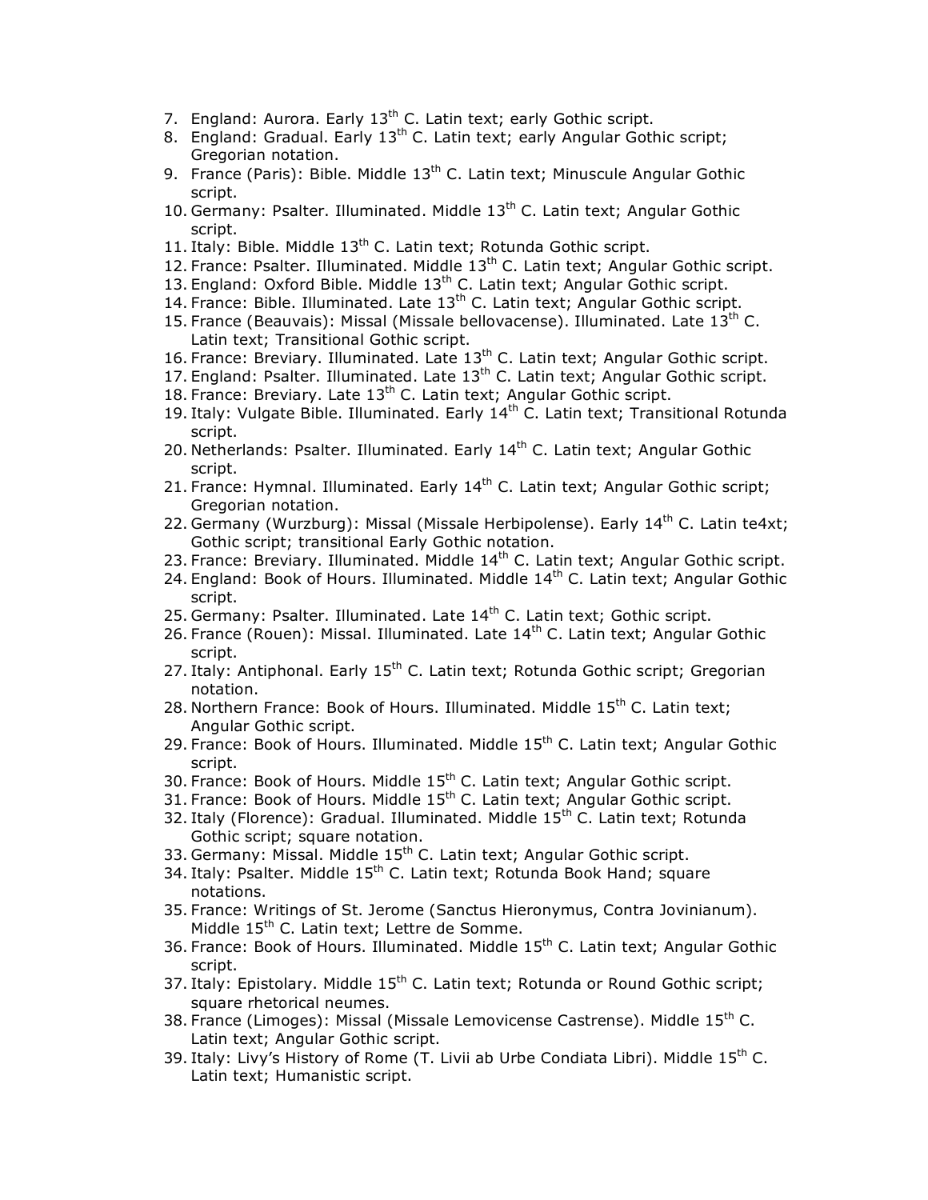7. England: Aurora. Early 13th C. Latin text; early Gothic script.
8. England: Gradual. Early 13th C. Latin text; early Angular Gothic script; Gregorian notation.
9. France (Paris): Bible. Middle 13th C. Latin text; Minuscule Angular Gothic script.
10. Germany: Psalter. Illuminated. Middle 13th C. Latin text; Angular Gothic script.
11. Italy: Bible. Middle 13th C. Latin text; Rotunda Gothic script.
12. France: Psalter. Illuminated. Middle 13th C. Latin text; Angular Gothic script.
13. England: Oxford Bible. Middle 13th C. Latin text; Angular Gothic script.
14. France: Bible. Illuminated. Late 13th C. Latin text; Angular Gothic script.
15. France (Beauvais): Missal (Missale bellovacense). Illuminated. Late 13th C. Latin text; Transitional Gothic script.
16. France: Breviary. Illuminated. Late 13th C. Latin text; Angular Gothic script.
17. England: Psalter. Illuminated. Late 13th C. Latin text; Angular Gothic script.
18. France: Breviary. Late 13th C. Latin text; Angular Gothic script.
19. Italy: Vulgate Bible. Illuminated. Early 14th C. Latin text; Transitional Rotunda script.
20. Netherlands: Psalter. Illuminated. Early 14th C. Latin text; Angular Gothic script.
21. France: Hymnal. Illuminated. Early 14th C. Latin text; Angular Gothic script; Gregorian notation.
22. Germany (Wurzburg): Missal (Missale Herbipolense). Early 14th C. Latin te4xt; Gothic script; transitional Early Gothic notation.
23. France: Breviary. Illuminated. Middle 14th C. Latin text; Angular Gothic script.
24. England: Book of Hours. Illuminated. Middle 14th C. Latin text; Angular Gothic script.
25. Germany: Psalter. Illuminated. Late 14th C. Latin text; Gothic script.
26. France (Rouen): Missal. Illuminated. Late 14th C. Latin text; Angular Gothic script.
27. Italy: Antiphonal. Early 15th C. Latin text; Rotunda Gothic script; Gregorian notation.
28. Northern France: Book of Hours. Illuminated. Middle 15th C. Latin text; Angular Gothic script.
29. France: Book of Hours. Illuminated. Middle 15th C. Latin text; Angular Gothic script.
30. France: Book of Hours. Middle 15th C. Latin text; Angular Gothic script.
31. France: Book of Hours. Middle 15th C. Latin text; Angular Gothic script.
32. Italy (Florence): Gradual. Illuminated. Middle 15th C. Latin text; Rotunda Gothic script; square notation.
33. Germany: Missal. Middle 15th C. Latin text; Angular Gothic script.
34. Italy: Psalter. Middle 15th C. Latin text; Rotunda Book Hand; square notations.
35. France: Writings of St. Jerome (Sanctus Hieronymus, Contra Jovinianum). Middle 15th C. Latin text; Lettre de Somme.
36. France: Book of Hours. Illuminated. Middle 15th C. Latin text; Angular Gothic script.
37. Italy: Epistolary. Middle 15th C. Latin text; Rotunda or Round Gothic script; square rhetorical neumes.
38. France (Limoges): Missal (Missale Lemovicense Castrense). Middle 15th C. Latin text; Angular Gothic script.
39. Italy: Livy's History of Rome (T. Livii ab Urbe Condiata Libri). Middle 15th C. Latin text; Humanistic script.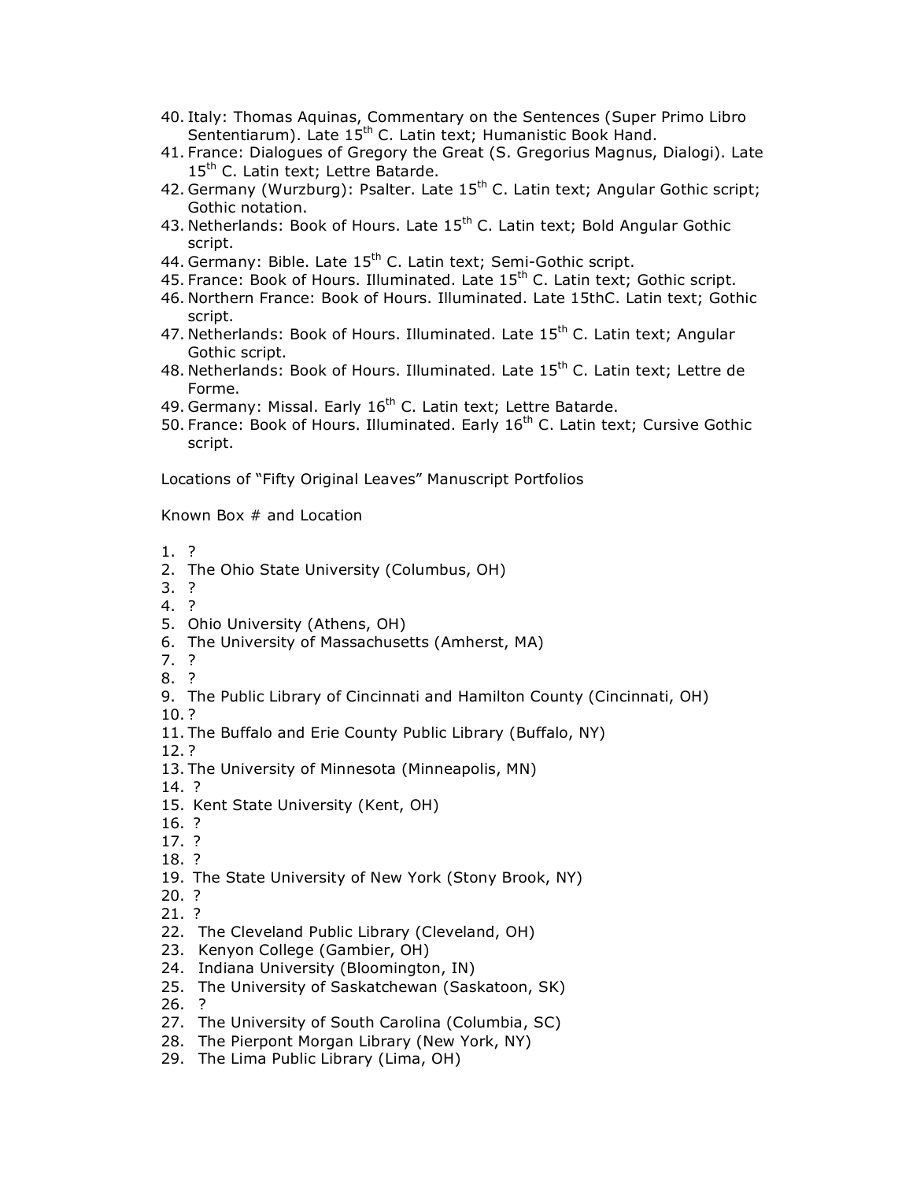40. Italy: Thomas Aquinas, Commentary on the Sentences (Super Primo Libro Sententiarum). Late 15th C. Latin text; Humanistic Book Hand.
41. France: Dialogues of Gregory the Great (S. Gregorius Magnus, Dialogi). Late 15th C. Latin text; Lettre Batarde.
42. Germany (Wurzburg): Psalter. Late 15th C. Latin text; Angular Gothic script; Gothic notation.
43. Netherlands: Book of Hours. Late 15th C. Latin text; Bold Angular Gothic script.
44. Germany: Bible. Late 15th C. Latin text; Semi-Gothic script.
45. France: Book of Hours. Illuminated. Late 15th C. Latin text; Gothic script.
46. Northern France: Book of Hours. Illuminated. Late 15thC. Latin text; Gothic script.
47. Netherlands: Book of Hours. Illuminated. Late 15th C. Latin text; Angular Gothic script.
48. Netherlands: Book of Hours. Illuminated. Late 15th C. Latin text; Lettre de Forme.
49. Germany: Missal. Early 16th C. Latin text; Lettre Batarde.
50. France: Book of Hours. Illuminated. Early 16th C. Latin text; Cursive Gothic script.

Locations of "Fifty Original Leaves" Manuscript Portfolios

Known Box # and Location

1. ?
2. The Ohio State University (Columbus, OH)
3. ?
4. ?
5. Ohio University (Athens, OH)
6. The University of Massachusetts (Amherst, MA)
7. ?
8. ?
9. The Public Library of Cincinnati and Hamilton County (Cincinnati, OH)
10. ?
11. The Buffalo and Erie County Public Library (Buffalo, NY)
12. ?
13. The University of Minnesota (Minneapolis, MN)
14. ?
15. Kent State University (Kent, OH)
16. ?
17. ?
18. ?
19. The State University of New York (Stony Brook, NY)
20. ?
21. ?
22. The Cleveland Public Library (Cleveland, OH)
23. Kenyon College (Gambier, OH)
24. Indiana University (Bloomington, IN)
25. The University of Saskatchewan (Saskatoon, SK)
26. ?
27. The University of South Carolina (Columbia, SC)
28. The Pierpont Morgan Library (New York, NY)
29. The Lima Public Library (Lima, OH)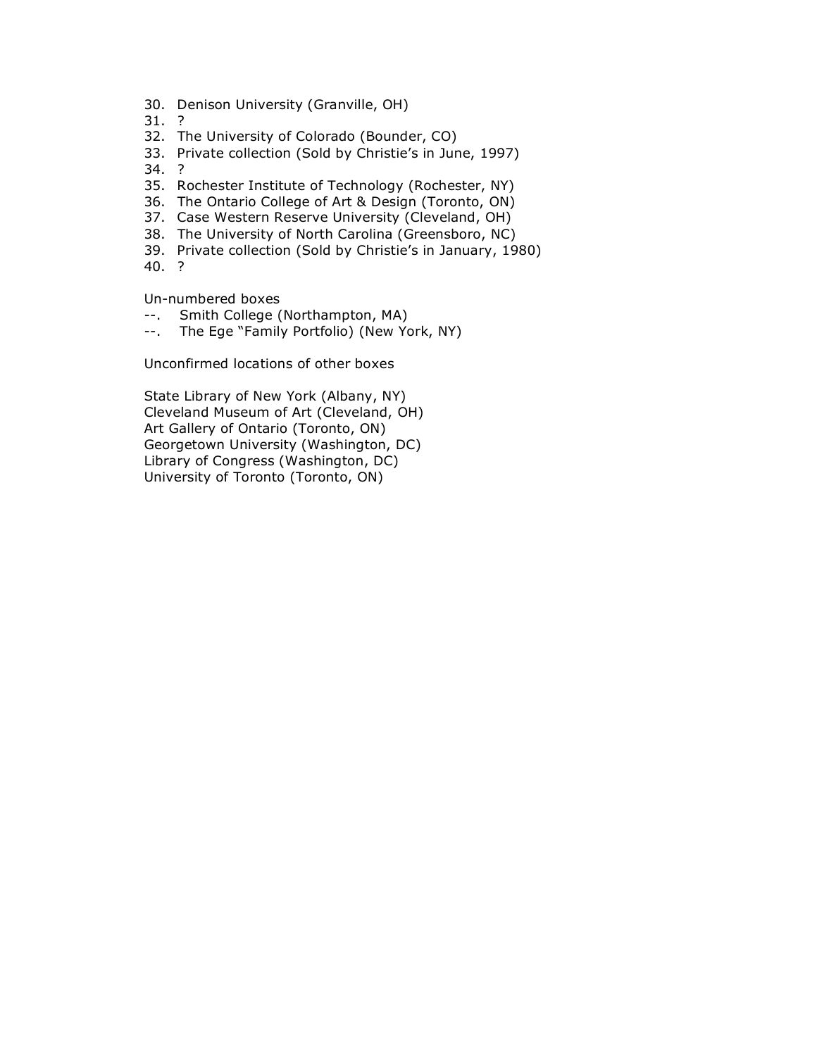30. Denison University (Granville, OH)
31. ?
32. The University of Colorado (Bounder, CO)
33. Private collection (Sold by Christie's in June, 1997)
34. ?
35. Rochester Institute of Technology (Rochester, NY)
36. The Ontario College of Art & Design (Toronto, ON)
37. Case Western Reserve University (Cleveland, OH)
38. The University of North Carolina (Greensboro, NC)
39. Private collection (Sold by Christie's in January, 1980)
40. ?

Un-numbered boxes

--. Smith College (Northampton, MA)

--. The Ege "Family Portfolio) (New York, NY)

Unconfirmed locations of other boxes

State Library of New York (Albany, NY)
Cleveland Museum of Art (Cleveland, OH)
Art Gallery of Ontario (Toronto, ON)
Georgetown University (Washington, DC)
Library of Congress (Washington, DC)
University of Toronto (Toronto, ON)